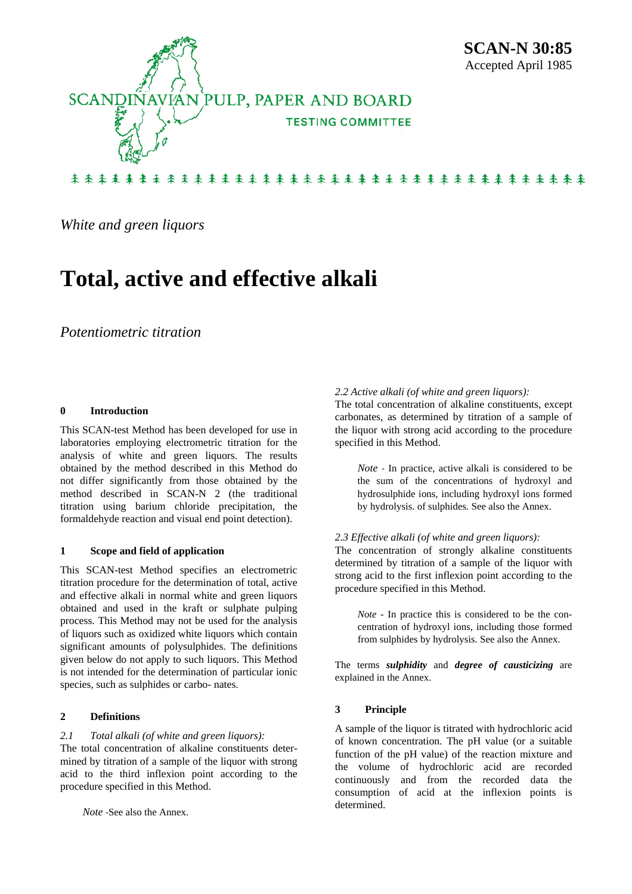**SCAN-N 30:85**
Accepted April 1985

SCANDINAVIAN PULP, PAPER AND BOARD
TESTING COMMITTEE

*White and green liquors*

# Total, active and effective alkali

*Potentiometric titration*

## 0 Introduction

This SCAN-test Method has been developed for use in laboratories employing electrometric titration for the analysis of white and green liquors. The results obtained by the method described in this Method do not differ significantly from those obtained by the method described in SCAN-N 2 (the traditional titration using barium chloride precipitation, the formaldehyde reaction and visual end point detection).

## 1 Scope and field of application

This SCAN-test Method specifies an electrometric titration procedure for the determination of total, active and effective alkali in normal white and green liquors obtained and used in the kraft or sulphate pulping process. This Method may not be used for the analysis of liquors such as oxidized white liquors which contain significant amounts of polysulphides. The definitions given below do not apply to such liquors. This Method is not intended for the determination of particular ionic species, such as sulphides or carbo- nates.

## 2 Definitions

*2.1 Total alkali (of white and green liquors):*
The total concentration of alkaline constituents determined by titration of a sample of the liquor with strong acid to the third inflexion point according to the procedure specified in this Method.

> *Note* -See also the Annex.

*2.2 Active alkali (of white and green liquors):*
The total concentration of alkaline constituents, except carbonates, as determined by titration of a sample of the liquor with strong acid according to the procedure specified in this Method.

> *Note* - In practice, active alkali is considered to be the sum of the concentrations of hydroxyl and hydrosulphide ions, including hydroxyl ions formed by hydrolysis. of sulphides. See also the Annex.

*2.3 Effective alkali (of white and green liquors):*
The concentration of strongly alkaline constituents determined by titration of a sample of the liquor with strong acid to the first inflexion point according to the procedure specified in this Method.

> *Note* - In practice this is considered to be the concentration of hydroxyl ions, including those formed from sulphides by hydrolysis. See also the Annex.

The terms ***sulphidity*** and ***degree of causticizing*** are explained in the Annex.

## 3 Principle

A sample of the liquor is titrated with hydrochloric acid of known concentration. The pH value (or a suitable function of the pH value) of the reaction mixture and the volume of hydrochloric acid are recorded continuously and from the recorded data the consumption of acid at the inflexion points is determined.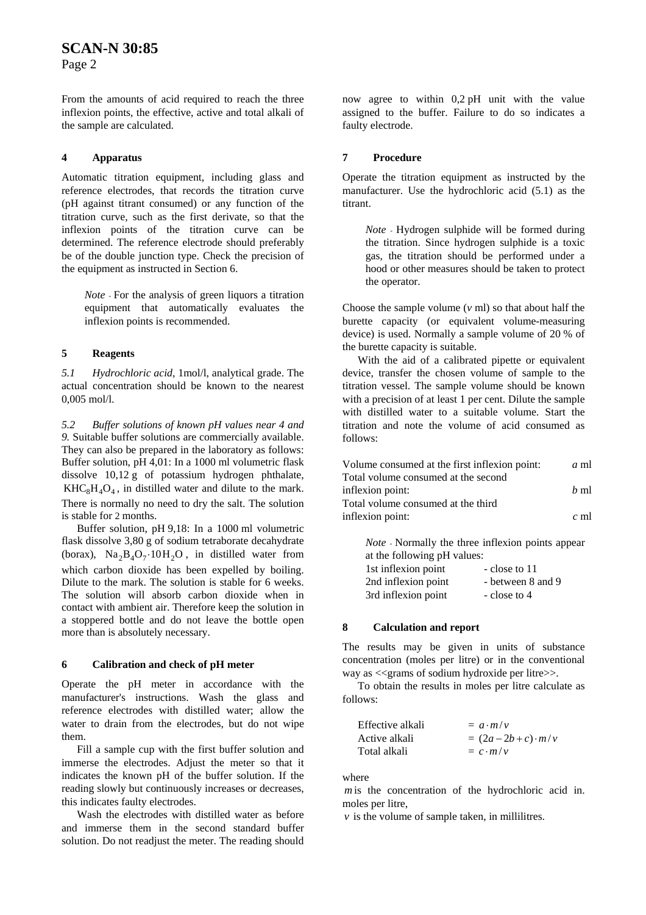From the amounts of acid required to reach the three inflexion points, the effective, active and total alkali of the sample are calculated.

## 4 Apparatus

Automatic titration equipment, including glass and reference electrodes, that records the titration curve (pH against titrant consumed) or any function of the titration curve, such as the first derivate, so that the inflexion points of the titration curve can be determined. The reference electrode should preferably be of the double junction type. Check the precision of the equipment as instructed in Section 6.

> *Note* - For the analysis of green liquors a titration equipment that automatically evaluates the inflexion points is recommended.

## 5 Reagents

*5.1 Hydrochloric acid*, 1mol/l, analytical grade. The actual concentration should be known to the nearest 0,005 mol/l.

*5.2 Buffer solutions of known pH values near 4 and 9.* Suitable buffer solutions are commercially available. They can also be prepared in the laboratory as follows: Buffer solution, pH 4,01: In a 1000 ml volumetric flask dissolve 10,12 g of potassium hydrogen phthalate, $KHC_8H_4O_4$, in distilled water and dilute to the mark. There is normally no need to dry the salt. The solution is stable for 2 months.

Buffer solution, pH 9,18: In a 1000 ml volumetric flask dissolve 3,80 g of sodium tetraborate decahydrate (borax), $Na_2B_4O_7 \cdot 10H_2O$, in distilled water from which carbon dioxide has been expelled by boiling. Dilute to the mark. The solution is stable for 6 weeks. The solution will absorb carbon dioxide when in contact with ambient air. Therefore keep the solution in a stoppered bottle and do not leave the bottle open more than is absolutely necessary.

## 6 Calibration and check of pH meter

Operate the pH meter in accordance with the manufacturer's instructions. Wash the glass and reference electrodes with distilled water; allow the water to drain from the electrodes, but do not wipe them.

Fill a sample cup with the first buffer solution and immerse the electrodes. Adjust the meter so that it indicates the known pH of the buffer solution. If the reading slowly but continuously increases or decreases, this indicates faulty electrodes.

Wash the electrodes with distilled water as before and immerse them in the second standard buffer solution. Do not readjust the meter. The reading should now agree to within 0,2 pH unit with the value assigned to the buffer. Failure to do so indicates a faulty electrode.

## 7 Procedure

Operate the titration equipment as instructed by the manufacturer. Use the hydrochloric acid (5.1) as the titrant.

> *Note* - Hydrogen sulphide will be formed during the titration. Since hydrogen sulphide is a toxic gas, the titration should be performed under a hood or other measures should be taken to protect the operator.

Choose the sample volume ($v$ ml) so that about half the burette capacity (or equivalent volume-measuring device) is used. Normally a sample volume of 20 % of the burette capacity is suitable.

With the aid of a calibrated pipette or equivalent device, transfer the chosen volume of sample to the titration vessel. The sample volume should be known with a precision of at least 1 per cent. Dilute the sample with distilled water to a suitable volume. Start the titration and note the volume of acid consumed as follows:

| | |
|---|---|
| Volume consumed at the first inflexion point: | $a$ ml |
| Total volume consumed at the second inflexion point: | $b$ ml |
| Total volume consumed at the third inflexion point: | $c$ ml |

> *Note* - Normally the three inflexion points appear at the following pH values:
>
> | | |
> |---|---|
> | 1st inflexion point | - close to 11 |
> | 2nd inflexion point | - between 8 and 9 |
> | 3rd inflexion point | - close to 4 |

## 8 Calculation and report

The results may be given in units of substance concentration (moles per litre) or in the conventional way as <<grams of sodium hydroxide per litre>>.

To obtain the results in moles per litre calculate as follows:

| | |
|---|---|
| Effective alkali | $= a \cdot m / v$ |
| Active alkali | $= (2a - 2b + c) \cdot m / v$ |
| Total alkali | $= c \cdot m / v$ |

where

$m$ is the concentration of the hydrochloric acid in. moles per litre,

$v$ is the volume of sample taken, in millilitres.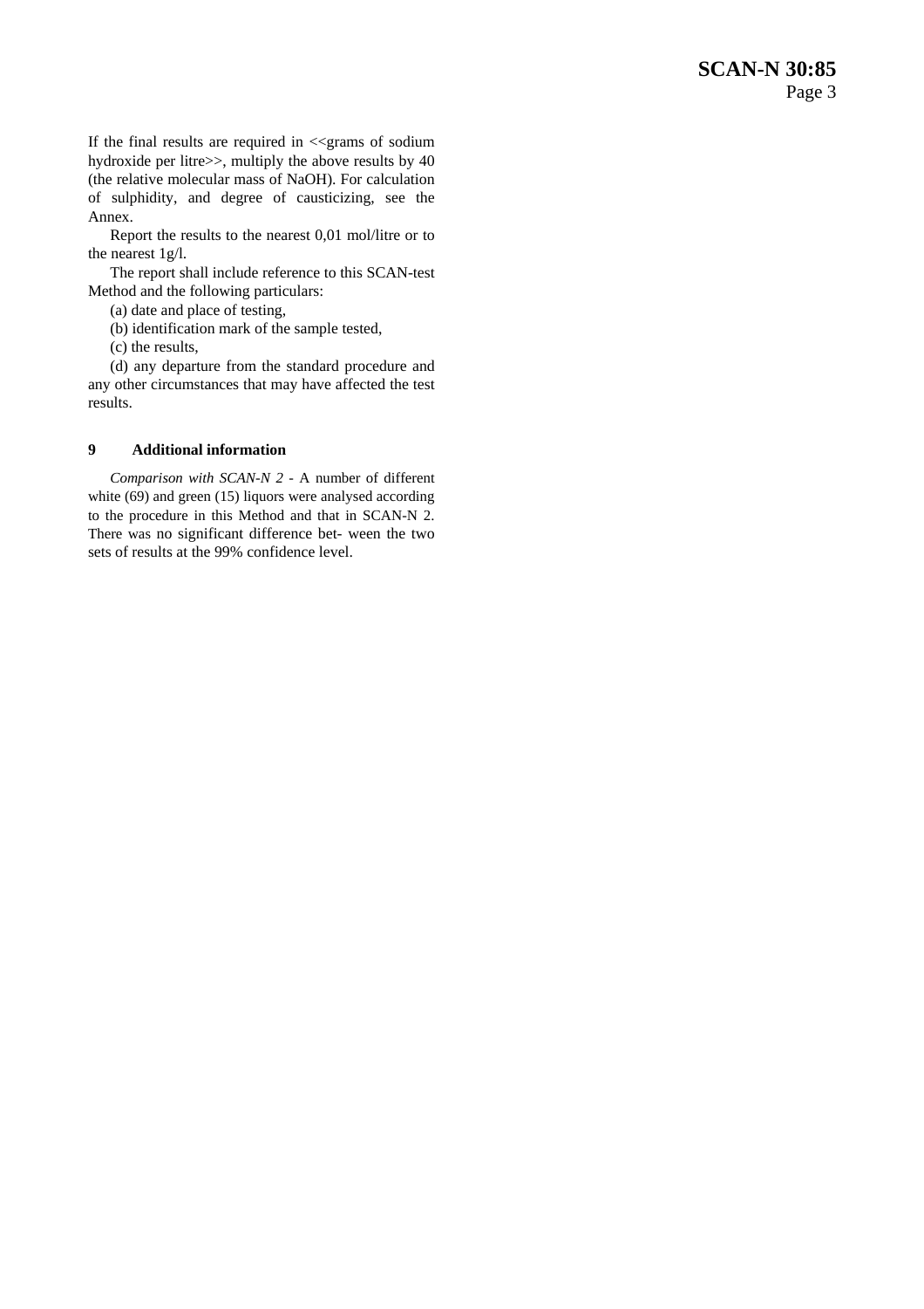If the final results are required in <<grams of sodium hydroxide per litre>>, multiply the above results by 40 (the relative molecular mass of NaOH). For calculation of sulphidity, and degree of causticizing, see the Annex.

Report the results to the nearest 0,01 mol/litre or to the nearest 1g/l.

The report shall include reference to this SCAN-test Method and the following particulars:

(a) date and place of testing,

(b) identification mark of the sample tested,

(c) the results,

(d) any departure from the standard procedure and any other circumstances that may have affected the test results.

## 9 Additional information

*Comparison with SCAN-N 2* - A number of different white (69) and green (15) liquors were analysed according to the procedure in this Method and that in SCAN-N 2. There was no significant difference bet- ween the two sets of results at the 99% confidence level.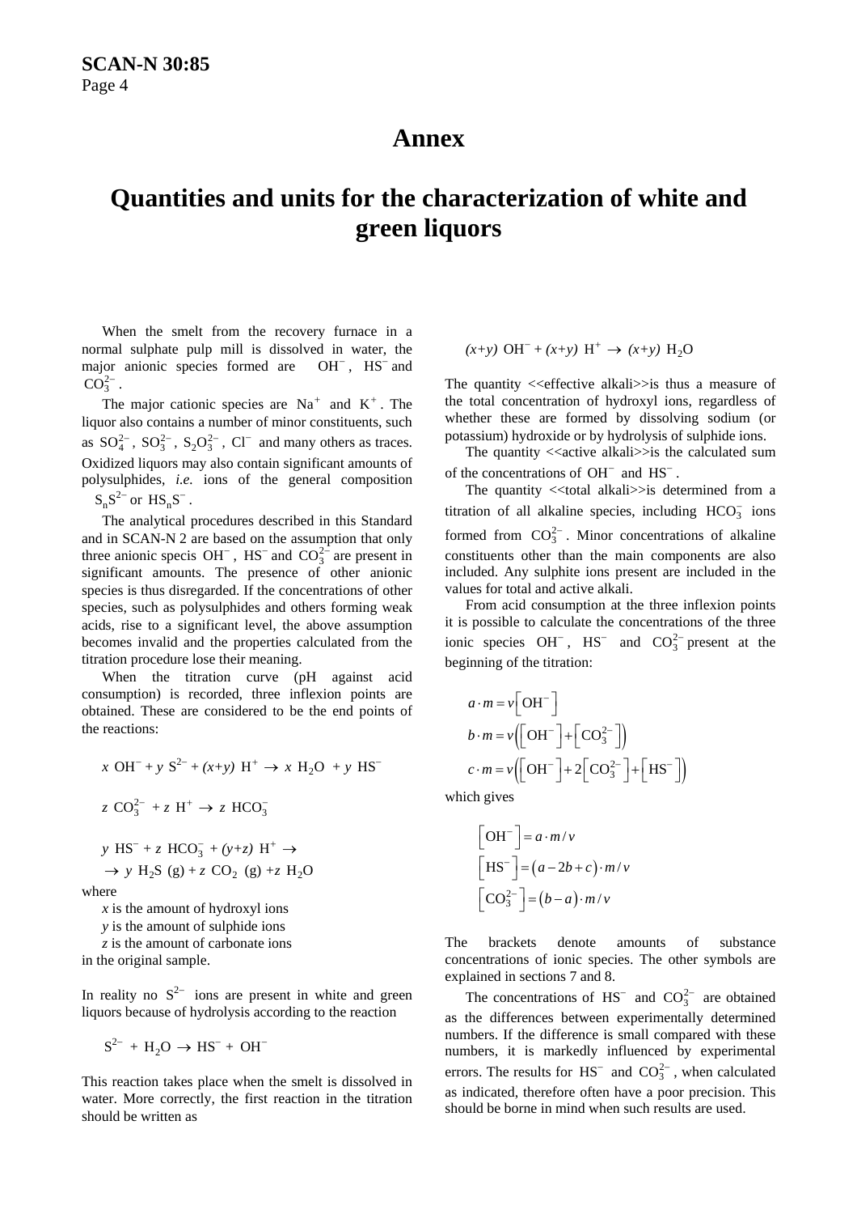# Annex

# Quantities and units for the characterization of white and green liquors

When the smelt from the recovery furnace in a normal sulphate pulp mill is dissolved in water, the major anionic species formed are $OH^-$, $HS^-$ and $CO_3^{2-}$.

The major cationic species are $Na^+$ and $K^+$. The liquor also contains a number of minor constituents, such as $SO_4^{2-}$, $SO_3^{2-}$, $S_2O_3^{2-}$, $Cl^-$ and many others as traces. Oxidized liquors may also contain significant amounts of polysulphides, *i.e.* ions of the general composition $S_nS^{2-}$ or $HS_nS^-$.

The analytical procedures described in this Standard and in SCAN-N 2 are based on the assumption that only three anionic specis $OH^-$, $HS^-$ and $CO_3^{2-}$ are present in significant amounts. The presence of other anionic species is thus disregarded. If the concentrations of other species, such as polysulphides and others forming weak acids, rise to a significant level, the above assumption becomes invalid and the properties calculated from the titration procedure lose their meaning.

When the titration curve (pH against acid consumption) is recorded, three inflexion points are obtained. These are considered to be the end points of the reactions:

$$x\ OH^- + y\ S^{2-} + (x+y)\ H^+ \rightarrow x\ H_2O\ + y\ HS^-$$

$$z\ CO_3^{2-}\ + z\ H^+ \rightarrow z\ HCO_3^-$$

$$y\ HS^- + z\ HCO_3^- + (y+z)\ H^+ \rightarrow$$
$$\rightarrow y\ H_2S\ (g) + z\ CO_2\ (g) + z\ H_2O$$

where

$x$ is the amount of hydroxyl ions
$y$ is the amount of sulphide ions
$z$ is the amount of carbonate ions
in the original sample.

In reality no $S^{2-}$ ions are present in white and green liquors because of hydrolysis according to the reaction

$$S^{2-}\ + H_2O \rightarrow HS^- + OH^-$$

This reaction takes place when the smelt is dissolved in water. More correctly, the first reaction in the titration should be written as

$$(x+y)\ OH^- + (x+y)\ H^+ \rightarrow (x+y)\ H_2O$$

The quantity <<effective alkali>>is thus a measure of the total concentration of hydroxyl ions, regardless of whether these are formed by dissolving sodium (or potassium) hydroxide or by hydrolysis of sulphide ions.

The quantity <<active alkali>>is the calculated sum of the concentrations of $OH^-$ and $HS^-$.

The quantity <<total alkali>>is determined from a titration of all alkaline species, including $HCO_3^-$ ions formed from $CO_3^{2-}$. Minor concentrations of alkaline constituents other than the main components are also included. Any sulphite ions present are included in the values for total and active alkali.

From acid consumption at the three inflexion points it is possible to calculate the concentrations of the three ionic species $OH^-$, $HS^-$ and $CO_3^{2-}$ present at the beginning of the titration:

$$a \cdot m = v\left[OH^-\right]$$
$$b \cdot m = v\left(\left[OH^-\right] + \left[CO_3^{2-}\right]\right)$$
$$c \cdot m = v\left(\left[OH^-\right] + 2\left[CO_3^{2-}\right] + \left[HS^-\right]\right)$$

which gives

$$\left[OH^-\right] = a \cdot m / v$$
$$\left[HS^-\right] = \left(a - 2b + c\right) \cdot m / v$$
$$\left[CO_3^{2-}\right] = \left(b - a\right) \cdot m / v$$

The brackets denote amounts of substance concentrations of ionic species. The other symbols are explained in sections 7 and 8.

The concentrations of $HS^-$ and $CO_3^{2-}$ are obtained as the differences between experimentally determined numbers. If the difference is small compared with these numbers, it is markedly influenced by experimental errors. The results for $HS^-$ and $CO_3^{2-}$, when calculated as indicated, therefore often have a poor precision. This should be borne in mind when such results are used.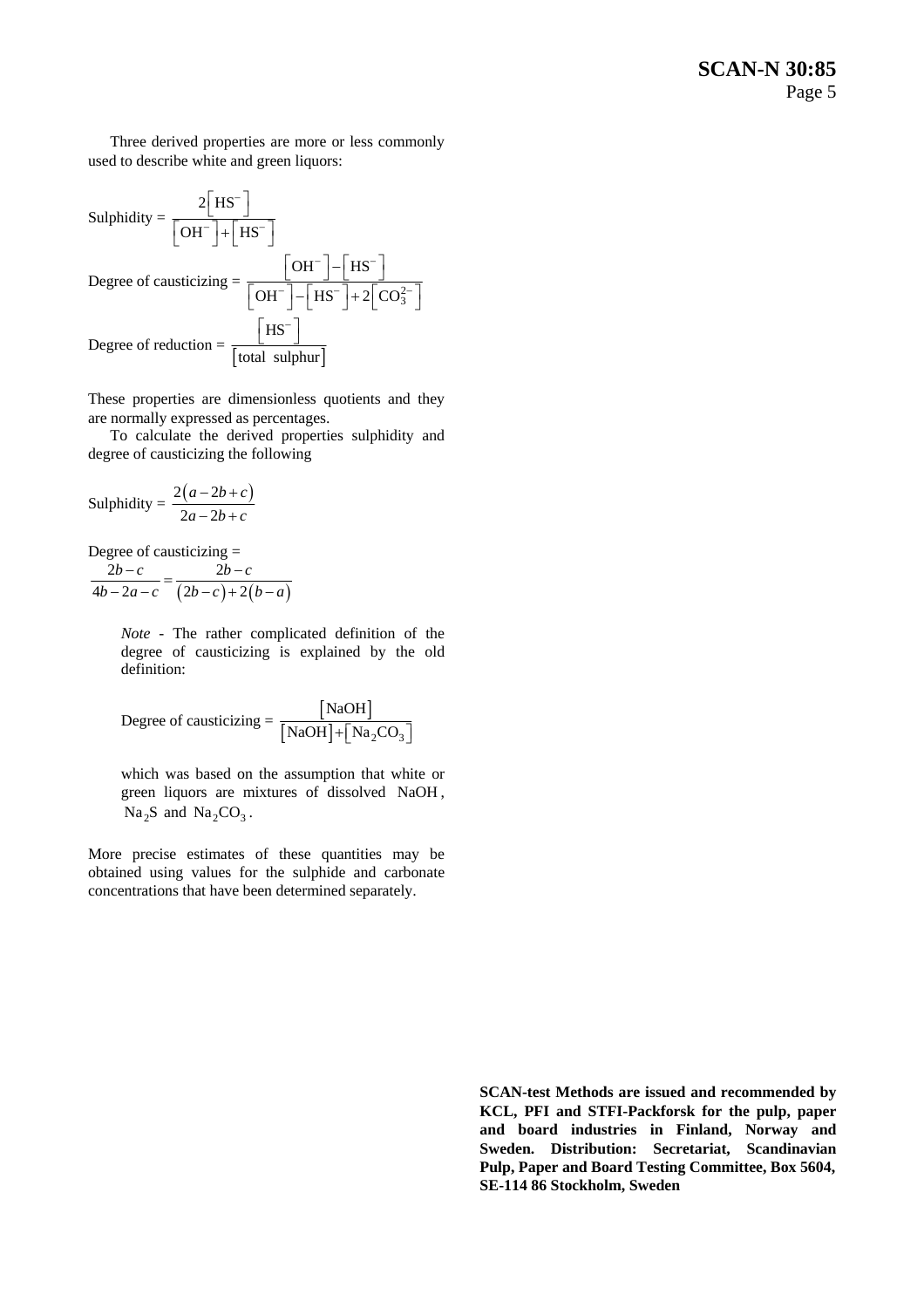Three derived properties are more or less commonly used to describe white and green liquors:

$$\text{Sulphidity} = \frac{2\left[\mathrm{HS}^-\right]}{\left[\mathrm{OH}^-\right] + \left[\mathrm{HS}^-\right]}$$

$$\text{Degree of causticizing} = \frac{\left[\mathrm{OH}^-\right] - \left[\mathrm{HS}^-\right]}{\left[\mathrm{OH}^-\right] - \left[\mathrm{HS}^-\right] + 2\left[\mathrm{CO}_3^{2-}\right]}$$

$$\text{Degree of reduction} = \frac{\left[\mathrm{HS}^-\right]}{\left[\text{total sulphur}\right]}$$

These properties are dimensionless quotients and they are normally expressed as percentages.

To calculate the derived properties sulphidity and degree of causticizing the following

$$\text{Sulphidity} = \frac{2\left(a - 2b + c\right)}{2a - 2b + c}$$

Degree of causticizing =

$$\frac{2b - c}{4b - 2a - c} = \frac{2b - c}{\left(2b - c\right) + 2\left(b - a\right)}$$

> *Note* - The rather complicated definition of the degree of causticizing is explained by the old definition:
>
> $$\text{Degree of causticizing} = \frac{\left[\mathrm{NaOH}\right]}{\left[\mathrm{NaOH}\right] + \left[\mathrm{Na_2CO_3}\right]}$$
>
> which was based on the assumption that white or green liquors are mixtures of dissolved $\mathrm{NaOH}$, $\mathrm{Na_2S}$ and $\mathrm{Na_2CO_3}$.

More precise estimates of these quantities may be obtained using values for the sulphide and carbonate concentrations that have been determined separately.

**SCAN-test Methods are issued and recommended by KCL, PFI and STFI-Packforsk for the pulp, paper and board industries in Finland, Norway and Sweden. Distribution: Secretariat, Scandinavian Pulp, Paper and Board Testing Committee, Box 5604, SE-114 86 Stockholm, Sweden**